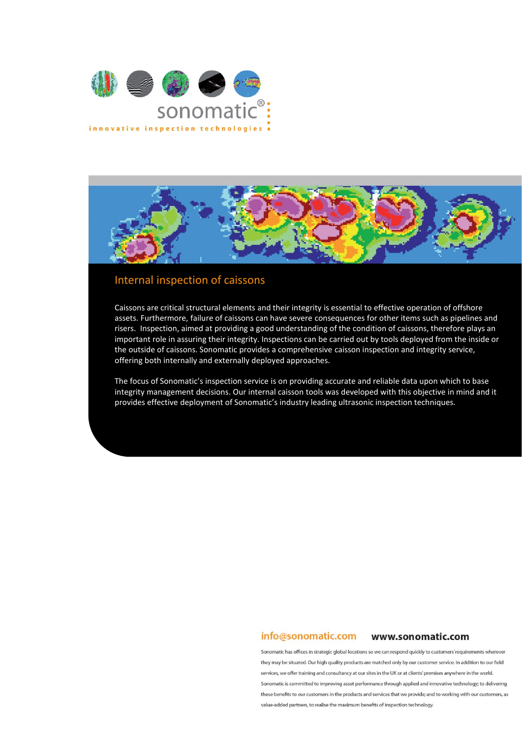sonomatic®

innovative inspection technologies

## Internal inspection of caissons

Caissons are critical structural elements and their integrity is essential to effective operation of offshore assets. Furthermore, failure of caissons can have severe consequences for other items such as pipelines and risers. Inspection, aimed at providing a good understanding of the condition of caissons, therefore plays an important role in assuring their integrity. Inspections can be carried out by tools deployed from the inside or the outside of caissons. Sonomatic provides a comprehensive caisson inspection and integrity service, offering both internally and externally deployed approaches.

The focus of Sonomatic's inspection service is on providing accurate and reliable data upon which to base integrity management decisions. Our internal caisson tools was developed with this objective in mind and it provides effective deployment of Sonomatic's industry leading ultrasonic inspection techniques.

info@sonomatic.com **www.sonomatic.com**

Sonomatic has offices in strategic global locations so we can respond quickly to customers' requirements wherever they may be situated. Our high quality products are matched only by our customer service. In addition to our field services, we offer training and consultancy at our sites in the UK or at clients' premises anywhere in the world. Sonomatic is committed to improving asset performance through applied and innovative technology; to delivering these benefits to our customers in the products and services that we provide; and to working with our customers, as value-added partners, to realise the maximum benefits of inspection technology.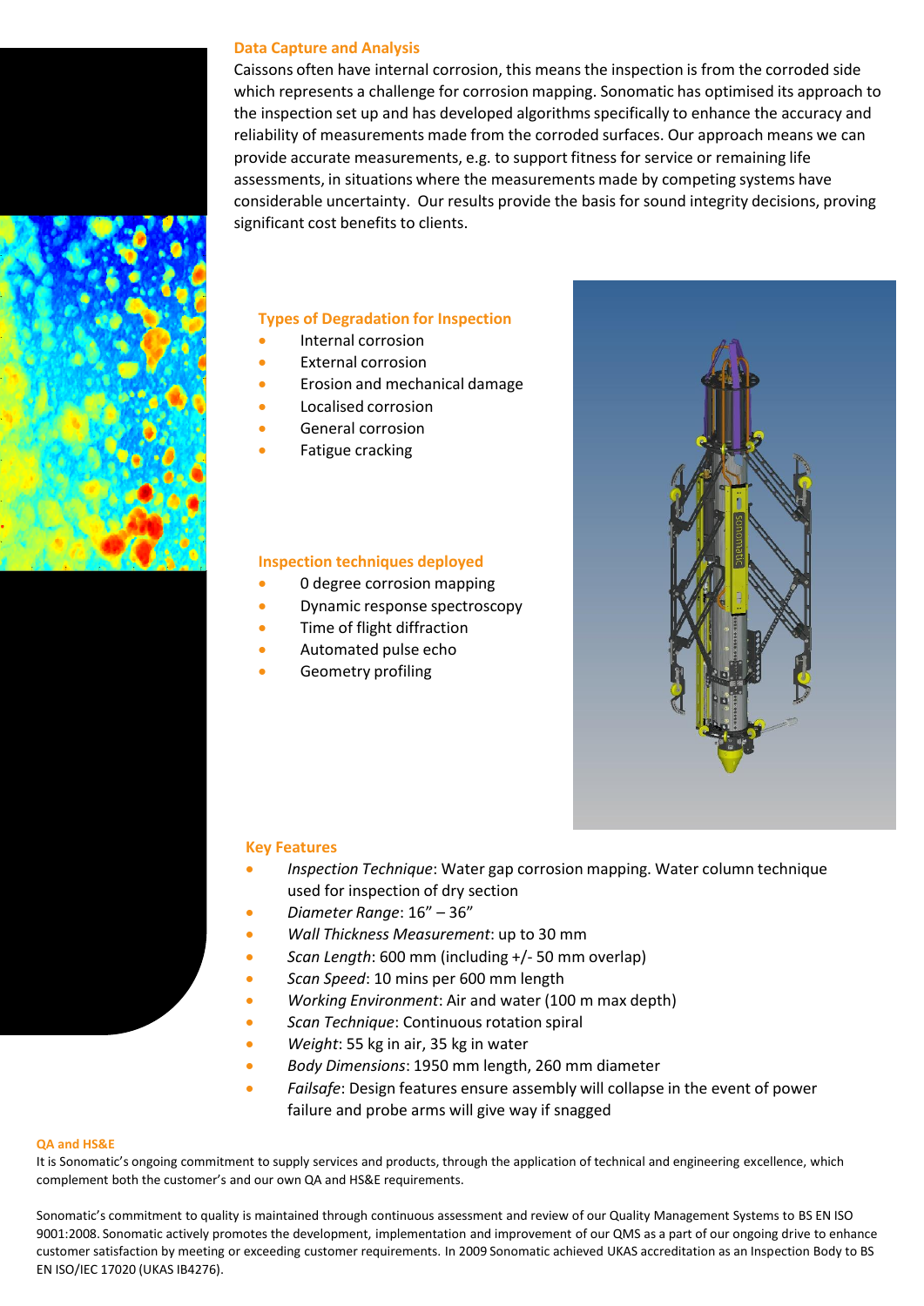## Data Capture and Analysis

Caissons often have internal corrosion, this means the inspection is from the corroded side which represents a challenge for corrosion mapping. Sonomatic has optimised its approach to the inspection set up and has developed algorithms specifically to enhance the accuracy and reliability of measurements made from the corroded surfaces. Our approach means we can provide accurate measurements, e.g. to support fitness for service or remaining life assessments, in situations where the measurements made by competing systems have considerable uncertainty. Our results provide the basis for sound integrity decisions, proving significant cost benefits to clients.

### Types of Degradation for Inspection

- Internal corrosion
- External corrosion
- Erosion and mechanical damage
- Localised corrosion
- General corrosion
- Fatigue cracking

### Inspection techniques deployed

- 0 degree corrosion mapping
- Dynamic response spectroscopy
- Time of flight diffraction
- Automated pulse echo
- Geometry profiling

### Key Features

- *Inspection Technique*: Water gap corrosion mapping. Water column technique used for inspection of dry section
- *Diameter Range*: 16" – 36"
- *Wall Thickness Measurement*: up to 30 mm
- *Scan Length*: 600 mm (including +/- 50 mm overlap)
- *Scan Speed*: 10 mins per 600 mm length
- *Working Environment*: Air and water (100 m max depth)
- *Scan Technique*: Continuous rotation spiral
- *Weight*: 55 kg in air, 35 kg in water
- *Body Dimensions*: 1950 mm length, 260 mm diameter
- *Failsafe*: Design features ensure assembly will collapse in the event of power failure and probe arms will give way if snagged

### QA and HS&E

It is Sonomatic's ongoing commitment to supply services and products, through the application of technical and engineering excellence, which complement both the customer's and our own QA and HS&E requirements.

Sonomatic's commitment to quality is maintained through continuous assessment and review of our Quality Management Systems to BS EN ISO 9001:2008. Sonomatic actively promotes the development, implementation and improvement of our QMS as a part of our ongoing drive to enhance customer satisfaction by meeting or exceeding customer requirements. In 2009 Sonomatic achieved UKAS accreditation as an Inspection Body to BS EN ISO/IEC 17020 (UKAS IB4276).